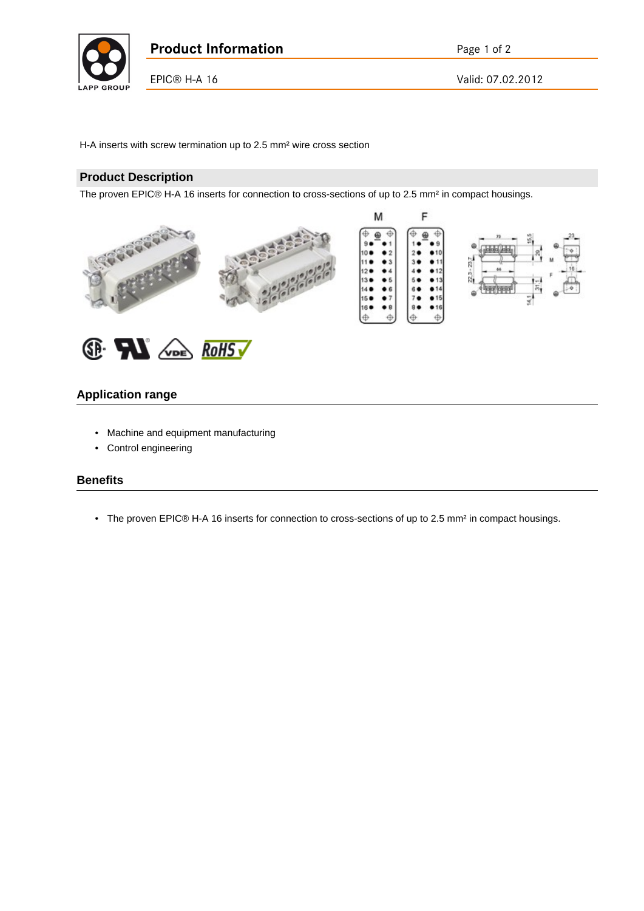# Product Information

EPIC® H-A 16

Valid: 07.02.2012

H-A inserts with screw termination up to 2.5 mm² wire cross section

## Product Description

The proven EPIC® H-A 16 inserts for connection to cross-sections of up to 2.5 mm² in compact housings.

## Application range

- Machine and equipment manufacturing
- Control engineering

## Benefits

- The proven EPIC® H-A 16 inserts for connection to cross-sections of up to 2.5 mm² in compact housings.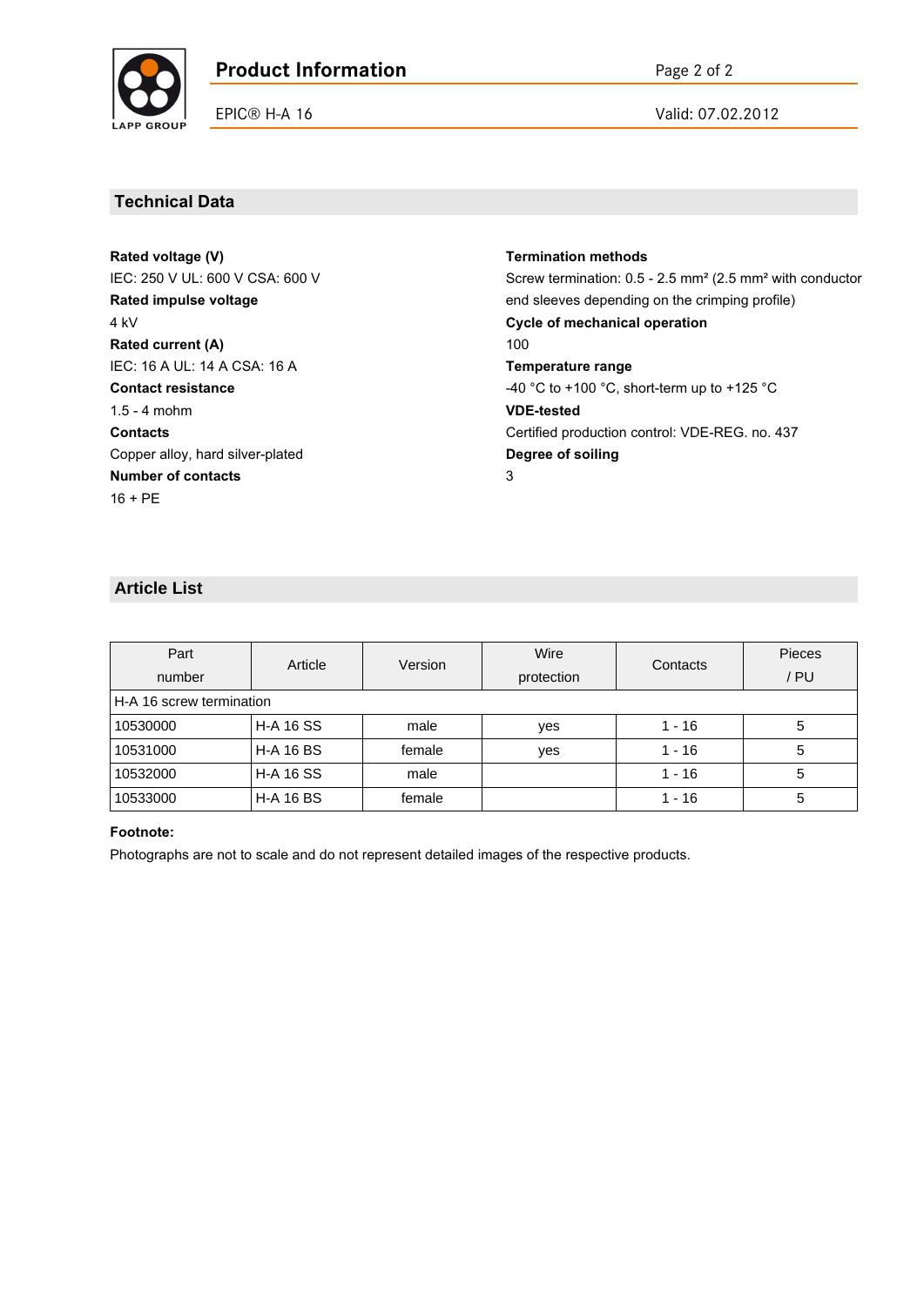## Technical Data

**Rated voltage (V)**
IEC: 250 V UL: 600 V CSA: 600 V

**Rated impulse voltage**
4 kV

**Rated current (A)**
IEC: 16 A UL: 14 A CSA: 16 A

**Contact resistance**
1.5 - 4 mohm

**Contacts**
Copper alloy, hard silver-plated

**Number of contacts**
16 + PE

**Termination methods**
Screw termination: 0.5 - 2.5 mm² (2.5 mm² with conductor end sleeves depending on the crimping profile)

**Cycle of mechanical operation**
100

**Temperature range**
-40 °C to +100 °C, short-term up to +125 °C

**VDE-tested**
Certified production control: VDE-REG. no. 437

**Degree of soiling**
3

## Article List

| Part number | Article | Version | Wire protection | Contacts | Pieces / PU |
|---|---|---|---|---|---|
| H-A 16 screw termination | | | | | |
| 10530000 | H-A 16 SS | male | yes | 1 - 16 | 5 |
| 10531000 | H-A 16 BS | female | yes | 1 - 16 | 5 |
| 10532000 | H-A 16 SS | male | | 1 - 16 | 5 |
| 10533000 | H-A 16 BS | female | | 1 - 16 | 5 |

**Footnote:**

Photographs are not to scale and do not represent detailed images of the respective products.